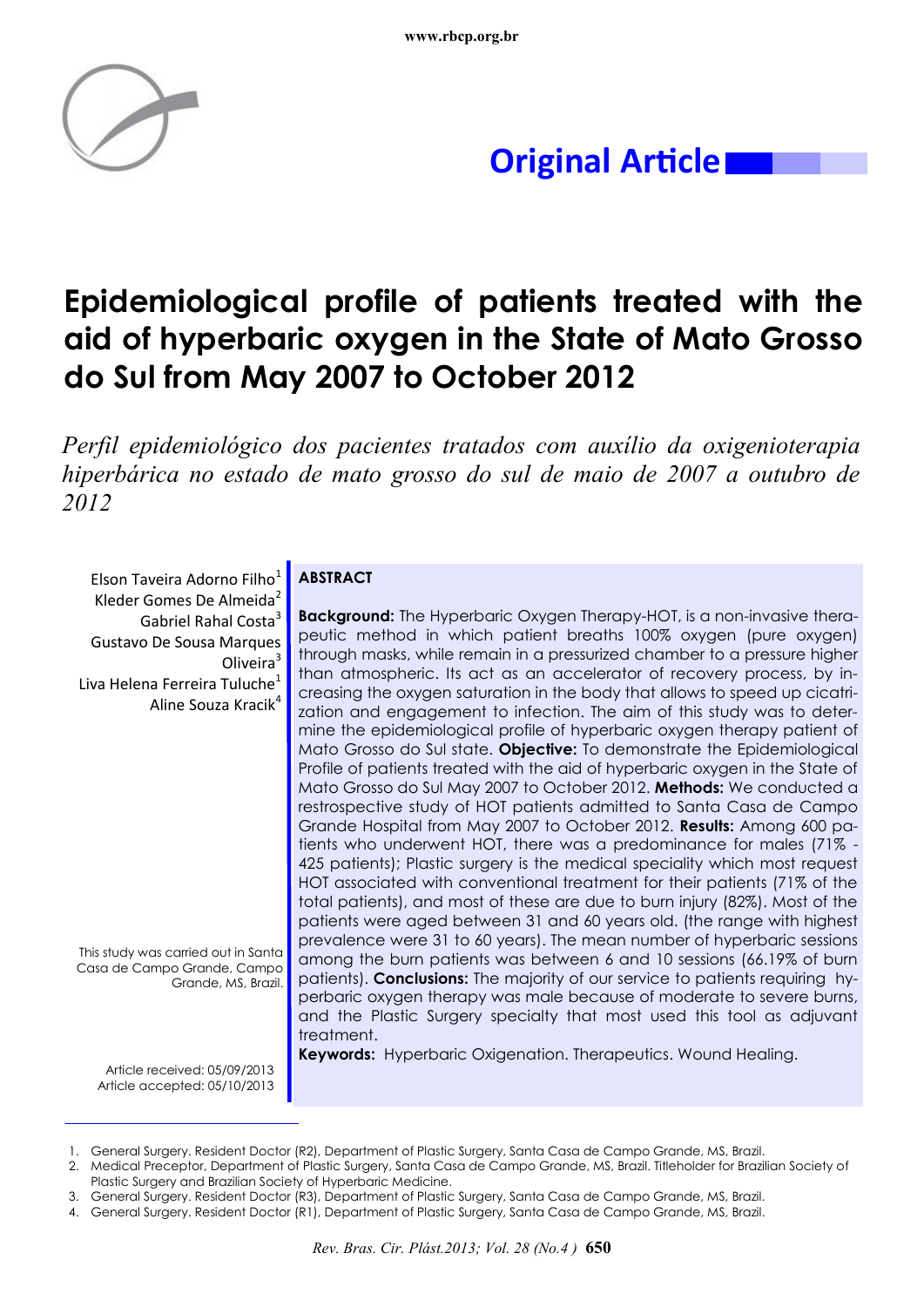Original Article

# Epidemiological profile of patients treated with the aid of hyperbaric oxygen in the State of Mato Grosso do Sul from May 2007 to October 2012

*Perfil epidemiológico dos pacientes tratados com auxílio da oxigenioterapia hiperbárica no estado de mato grosso do sul de maio de 2007 a outubro de 2012*

Elson Taveira Adorno Filho[1]
Kleder Gomes De Almeida[2]
Gabriel Rahal Costa[3]
Gustavo De Sousa Marques Oliveira[3]
Liva Helena Ferreira Tuluche[1]
Aline Souza Kracik[4]

This study was carried out in Santa Casa de Campo Grande, Campo Grande, MS, Brazil.

Article received: 05/09/2013
Article accepted: 05/10/2013

## ABSTRACT

**Background:** The Hyperbaric Oxygen Therapy-HOT, is a non-invasive therapeutic method in which patient breaths 100% oxygen (pure oxygen) through masks, while remain in a pressurized chamber to a pressure higher than atmospheric. Its act as an accelerator of recovery process, by increasing the oxygen saturation in the body that allows to speed up cicatrization and engagement to infection. The aim of this study was to determine the epidemiological profile of hyperbaric oxygen therapy patient of Mato Grosso do Sul state. **Objective:** To demonstrate the Epidemiological Profile of patients treated with the aid of hyperbaric oxygen in the State of Mato Grosso do Sul May 2007 to October 2012. **Methods:** We conducted a restrospective study of HOT patients admitted to Santa Casa de Campo Grande Hospital from May 2007 to October 2012. **Results:** Among 600 patients who underwent HOT, there was a predominance for males (71% - 425 patients); Plastic surgery is the medical speciality which most request HOT associated with conventional treatment for their patients (71% of the total patients), and most of these are due to burn injury (82%). Most of the patients were aged between 31 and 60 years old. (the range with highest prevalence were 31 to 60 years). The mean number of hyperbaric sessions among the burn patients was between 6 and 10 sessions (66.19% of burn patients). **Conclusions:** The majority of our service to patients requiring hyperbaric oxygen therapy was male because of moderate to severe burns, and the Plastic Surgery specialty that most used this tool as adjuvant treatment.

**Keywords:** Hyperbaric Oxigenation. Therapeutics. Wound Healing.

---

1. General Surgery. Resident Doctor (R2), Department of Plastic Surgery, Santa Casa de Campo Grande, MS, Brazil.
2. Medical Preceptor, Department of Plastic Surgery, Santa Casa de Campo Grande, MS, Brazil. Titleholder for Brazilian Society of Plastic Surgery and Brazilian Society of Hyperbaric Medicine.
3. General Surgery. Resident Doctor (R3), Department of Plastic Surgery, Santa Casa de Campo Grande, MS, Brazil.
4. General Surgery. Resident Doctor (R1), Department of Plastic Surgery, Santa Casa de Campo Grande, MS, Brazil.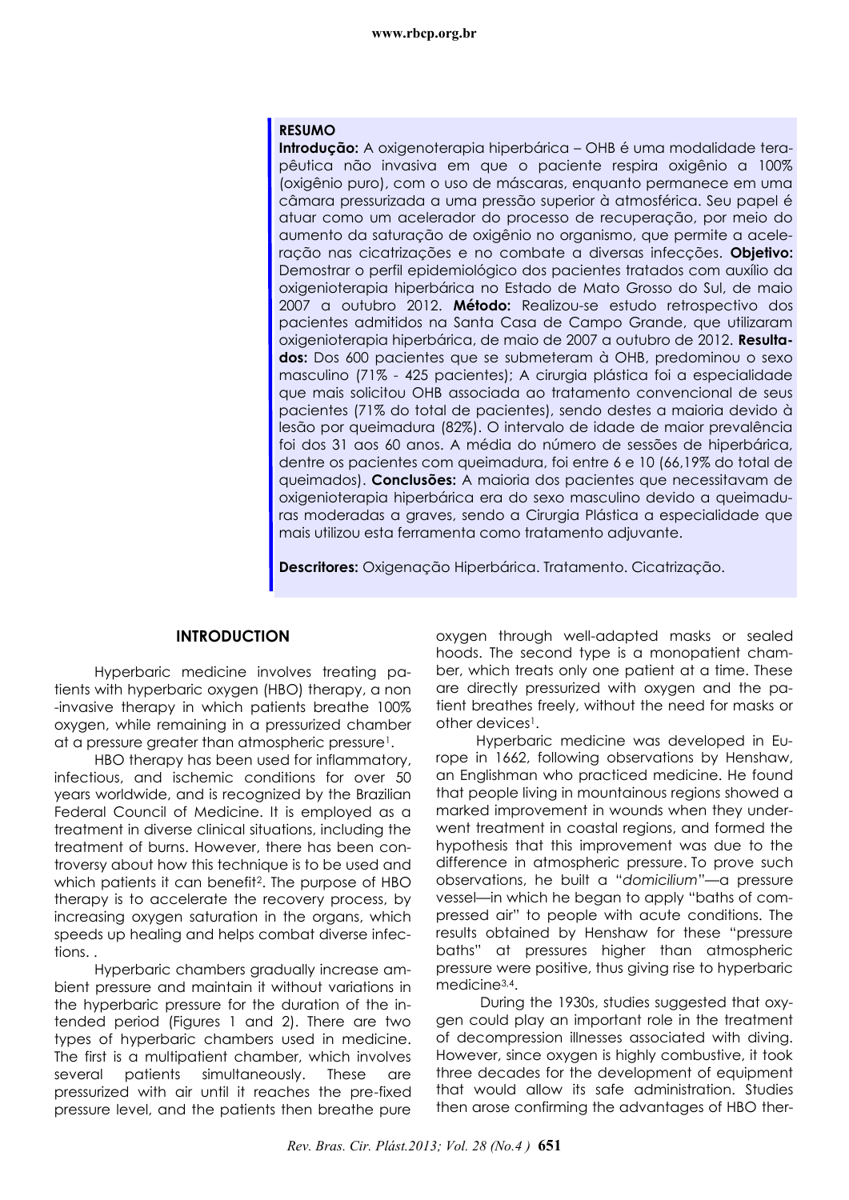## RESUMO

**Introdução:** A oxigenoterapia hiperbárica – OHB é uma modalidade terapêutica não invasiva em que o paciente respira oxigênio a 100% (oxigênio puro), com o uso de máscaras, enquanto permanece em uma câmara pressurizada a uma pressão superior à atmosférica. Seu papel é atuar como um acelerador do processo de recuperação, por meio do aumento da saturação de oxigênio no organismo, que permite a aceleração nas cicatrizações e no combate a diversas infecções. **Objetivo:** Demostrar o perfil epidemiológico dos pacientes tratados com auxílio da oxigenioterapia hiperbárica no Estado de Mato Grosso do Sul, de maio 2007 a outubro 2012. **Método:** Realizou-se estudo retrospectivo dos pacientes admitidos na Santa Casa de Campo Grande, que utilizaram oxigenioterapia hiperbárica, de maio de 2007 a outubro de 2012. **Resultados:** Dos 600 pacientes que se submeteram à OHB, predominou o sexo masculino (71% - 425 pacientes); A cirurgia plástica foi a especialidade que mais solicitou OHB associada ao tratamento convencional de seus pacientes (71% do total de pacientes), sendo destes a maioria devido à lesão por queimadura (82%). O intervalo de idade de maior prevalência foi dos 31 aos 60 anos. A média do número de sessões de hiperbárica, dentre os pacientes com queimadura, foi entre 6 e 10 (66,19% do total de queimados). **Conclusões:** A maioria dos pacientes que necessitavam de oxigenioterapia hiperbárica era do sexo masculino devido a queimaduras moderadas a graves, sendo a Cirurgia Plástica a especialidade que mais utilizou esta ferramenta como tratamento adjuvante.

**Descritores:** Oxigenação Hiperbárica. Tratamento. Cicatrização.

## INTRODUCTION

Hyperbaric medicine involves treating patients with hyperbaric oxygen (HBO) therapy, a non-invasive therapy in which patients breathe 100% oxygen, while remaining in a pressurized chamber at a pressure greater than atmospheric pressure[1].

HBO therapy has been used for inflammatory, infectious, and ischemic conditions for over 50 years worldwide, and is recognized by the Brazilian Federal Council of Medicine. It is employed as a treatment in diverse clinical situations, including the treatment of burns. However, there has been controversy about how this technique is to be used and which patients it can benefit[2]. The purpose of HBO therapy is to accelerate the recovery process, by increasing oxygen saturation in the organs, which speeds up healing and helps combat diverse infections. .

Hyperbaric chambers gradually increase ambient pressure and maintain it without variations in the hyperbaric pressure for the duration of the intended period (Figures 1 and 2). There are two types of hyperbaric chambers used in medicine. The first is a multipatient chamber, which involves several patients simultaneously. These are pressurized with air until it reaches the pre-fixed pressure level, and the patients then breathe pure oxygen through well-adapted masks or sealed hoods. The second type is a monopatient chamber, which treats only one patient at a time. These are directly pressurized with oxygen and the patient breathes freely, without the need for masks or other devices[1].

Hyperbaric medicine was developed in Europe in 1662, following observations by Henshaw, an Englishman who practiced medicine. He found that people living in mountainous regions showed a marked improvement in wounds when they underwent treatment in coastal regions, and formed the hypothesis that this improvement was due to the difference in atmospheric pressure. To prove such observations, he built a "*domicilium*"—a pressure vessel—in which he began to apply "baths of compressed air" to people with acute conditions. The results obtained by Henshaw for these "pressure baths" at pressures higher than atmospheric pressure were positive, thus giving rise to hyperbaric medicine[3,4].

During the 1930s, studies suggested that oxygen could play an important role in the treatment of decompression illnesses associated with diving. However, since oxygen is highly combustive, it took three decades for the development of equipment that would allow its safe administration. Studies then arose confirming the advantages of HBO ther-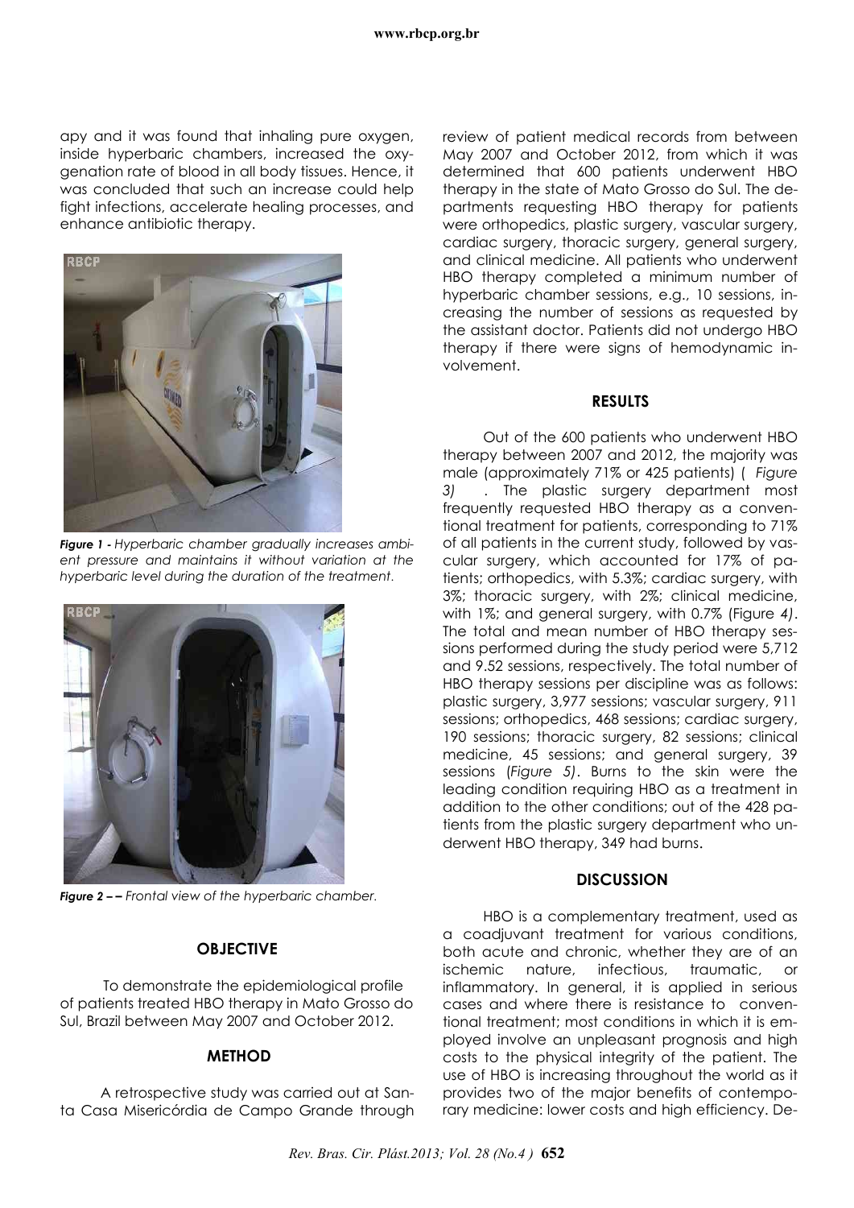apy and it was found that inhaling pure oxygen, inside hyperbaric chambers, increased the oxygenation rate of blood in all body tissues. Hence, it was concluded that such an increase could help fight infections, accelerate healing processes, and enhance antibiotic therapy.

***Figure 1*** *- Hyperbaric chamber gradually increases ambient pressure and maintains it without variation at the hyperbaric level during the duration of the treatment.*

***Figure 2*** *– – Frontal view of the hyperbaric chamber.*

## OBJECTIVE

To demonstrate the epidemiological profile of patients treated HBO therapy in Mato Grosso do Sul, Brazil between May 2007 and October 2012.

## METHOD

A retrospective study was carried out at Santa Casa Misericórdia de Campo Grande through review of patient medical records from between May 2007 and October 2012, from which it was determined that 600 patients underwent HBO therapy in the state of Mato Grosso do Sul. The departments requesting HBO therapy for patients were orthopedics, plastic surgery, vascular surgery, cardiac surgery, thoracic surgery, general surgery, and clinical medicine. All patients who underwent HBO therapy completed a minimum number of hyperbaric chamber sessions, e.g., 10 sessions, increasing the number of sessions as requested by the assistant doctor. Patients did not undergo HBO therapy if there were signs of hemodynamic involvement.

## RESULTS

Out of the 600 patients who underwent HBO therapy between 2007 and 2012, the majority was male (approximately 71% or 425 patients) ( *Figure 3)* . The plastic surgery department most frequently requested HBO therapy as a conventional treatment for patients, corresponding to 71% of all patients in the current study, followed by vascular surgery, which accounted for 17% of patients; orthopedics, with 5.3%; cardiac surgery, with 3%; thoracic surgery, with 2%; clinical medicine, with 1%; and general surgery, with 0.7% (Figure *4)*. The total and mean number of HBO therapy sessions performed during the study period were 5,712 and 9.52 sessions, respectively. The total number of HBO therapy sessions per discipline was as follows: plastic surgery, 3,977 sessions; vascular surgery, 911 sessions; orthopedics, 468 sessions; cardiac surgery, 190 sessions; thoracic surgery, 82 sessions; clinical medicine, 45 sessions; and general surgery, 39 sessions (*Figure 5)*. Burns to the skin were the leading condition requiring HBO as a treatment in addition to the other conditions; out of the 428 patients from the plastic surgery department who underwent HBO therapy, 349 had burns.

## DISCUSSION

HBO is a complementary treatment, used as a coadjuvant treatment for various conditions, both acute and chronic, whether they are of an ischemic nature, infectious, traumatic, or inflammatory. In general, it is applied in serious cases and where there is resistance to conventional treatment; most conditions in which it is employed involve an unpleasant prognosis and high costs to the physical integrity of the patient. The use of HBO is increasing throughout the world as it provides two of the major benefits of contemporary medicine: lower costs and high efficiency. De-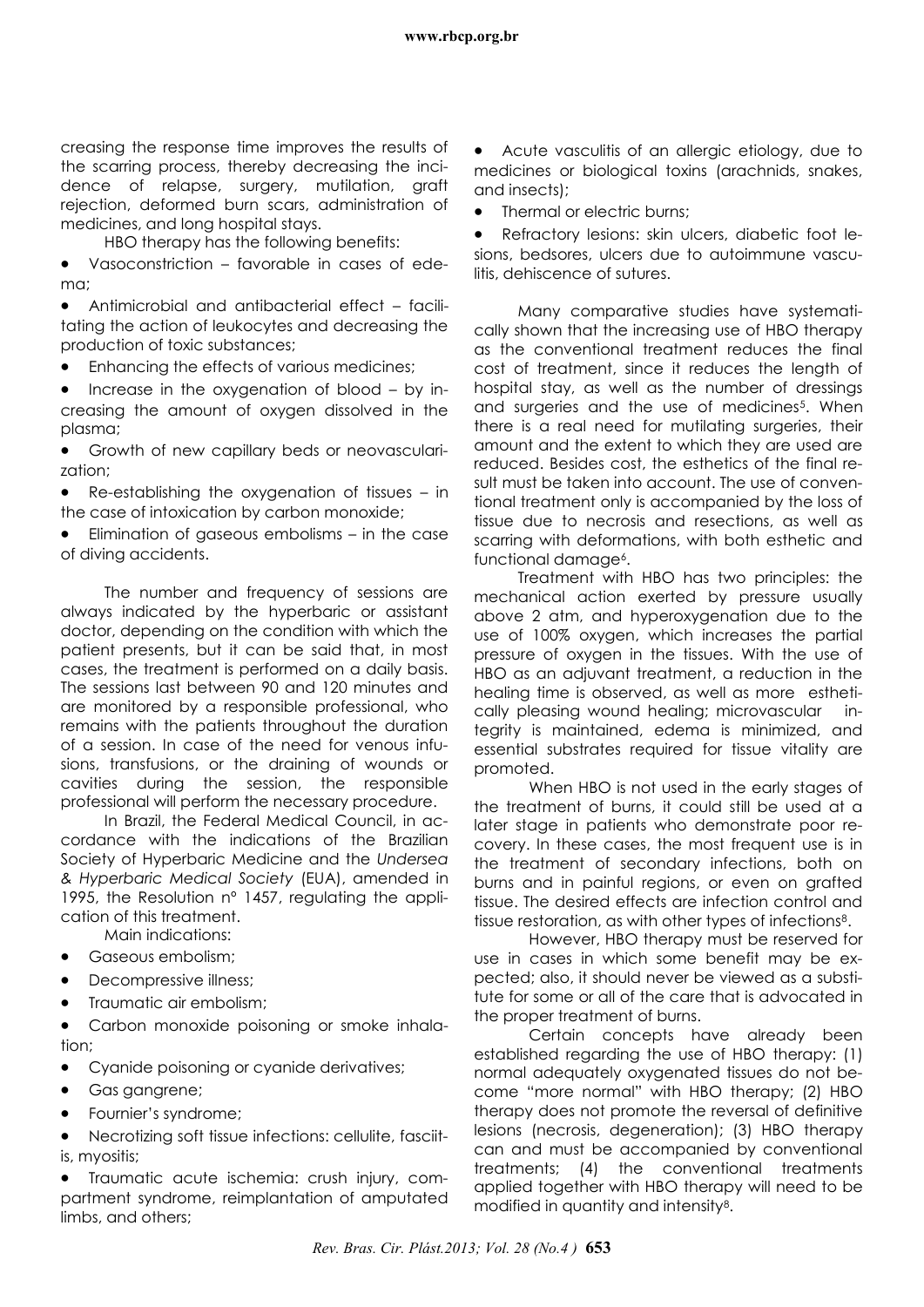creasing the response time improves the results of the scarring process, thereby decreasing the incidence of relapse, surgery, mutilation, graft rejection, deformed burn scars, administration of medicines, and long hospital stays.

HBO therapy has the following benefits:

- Vasoconstriction – favorable in cases of edema;
- Antimicrobial and antibacterial effect – facilitating the action of leukocytes and decreasing the production of toxic substances;
- Enhancing the effects of various medicines;
- Increase in the oxygenation of blood – by increasing the amount of oxygen dissolved in the plasma;
- Growth of new capillary beds or neovascularization;
- Re-establishing the oxygenation of tissues – in the case of intoxication by carbon monoxide;
- Elimination of gaseous embolisms – in the case of diving accidents.

The number and frequency of sessions are always indicated by the hyperbaric or assistant doctor, depending on the condition with which the patient presents, but it can be said that, in most cases, the treatment is performed on a daily basis. The sessions last between 90 and 120 minutes and are monitored by a responsible professional, who remains with the patients throughout the duration of a session. In case of the need for venous infusions, transfusions, or the draining of wounds or cavities during the session, the responsible professional will perform the necessary procedure.

In Brazil, the Federal Medical Council, in accordance with the indications of the Brazilian Society of Hyperbaric Medicine and the *Undersea & Hyperbaric Medical Society* (EUA), amended in 1995, the Resolution nº 1457, regulating the application of this treatment.

Main indications:

- Gaseous embolism;
- Decompressive illness;
- Traumatic air embolism;
- Carbon monoxide poisoning or smoke inhalation;
- Cyanide poisoning or cyanide derivatives;
- Gas gangrene;
- Fournier's syndrome;
- Necrotizing soft tissue infections: cellulite, fasciitis, myositis;
- Traumatic acute ischemia: crush injury, compartment syndrome, reimplantation of amputated limbs, and others;
- Acute vasculitis of an allergic etiology, due to medicines or biological toxins (arachnids, snakes, and insects);
- Thermal or electric burns;
- Refractory lesions: skin ulcers, diabetic foot lesions, bedsores, ulcers due to autoimmune vasculitis, dehiscence of sutures.

Many comparative studies have systematically shown that the increasing use of HBO therapy as the conventional treatment reduces the final cost of treatment, since it reduces the length of hospital stay, as well as the number of dressings and surgeries and the use of medicines[5]. When there is a real need for mutilating surgeries, their amount and the extent to which they are used are reduced. Besides cost, the esthetics of the final result must be taken into account. The use of conventional treatment only is accompanied by the loss of tissue due to necrosis and resections, as well as scarring with deformations, with both esthetic and functional damage[6].

Treatment with HBO has two principles: the mechanical action exerted by pressure usually above 2 atm, and hyperoxygenation due to the use of 100% oxygen, which increases the partial pressure of oxygen in the tissues. With the use of HBO as an adjuvant treatment, a reduction in the healing time is observed, as well as more esthetically pleasing wound healing; microvascular integrity is maintained, edema is minimized, and essential substrates required for tissue vitality are promoted.

When HBO is not used in the early stages of the treatment of burns, it could still be used at a later stage in patients who demonstrate poor recovery. In these cases, the most frequent use is in the treatment of secondary infections, both on burns and in painful regions, or even on grafted tissue. The desired effects are infection control and tissue restoration, as with other types of infections[8].

However, HBO therapy must be reserved for use in cases in which some benefit may be expected; also, it should never be viewed as a substitute for some or all of the care that is advocated in the proper treatment of burns.

Certain concepts have already been established regarding the use of HBO therapy: (1) normal adequately oxygenated tissues do not become "more normal" with HBO therapy; (2) HBO therapy does not promote the reversal of definitive lesions (necrosis, degeneration); (3) HBO therapy can and must be accompanied by conventional treatments; (4) the conventional treatments applied together with HBO therapy will need to be modified in quantity and intensity[8].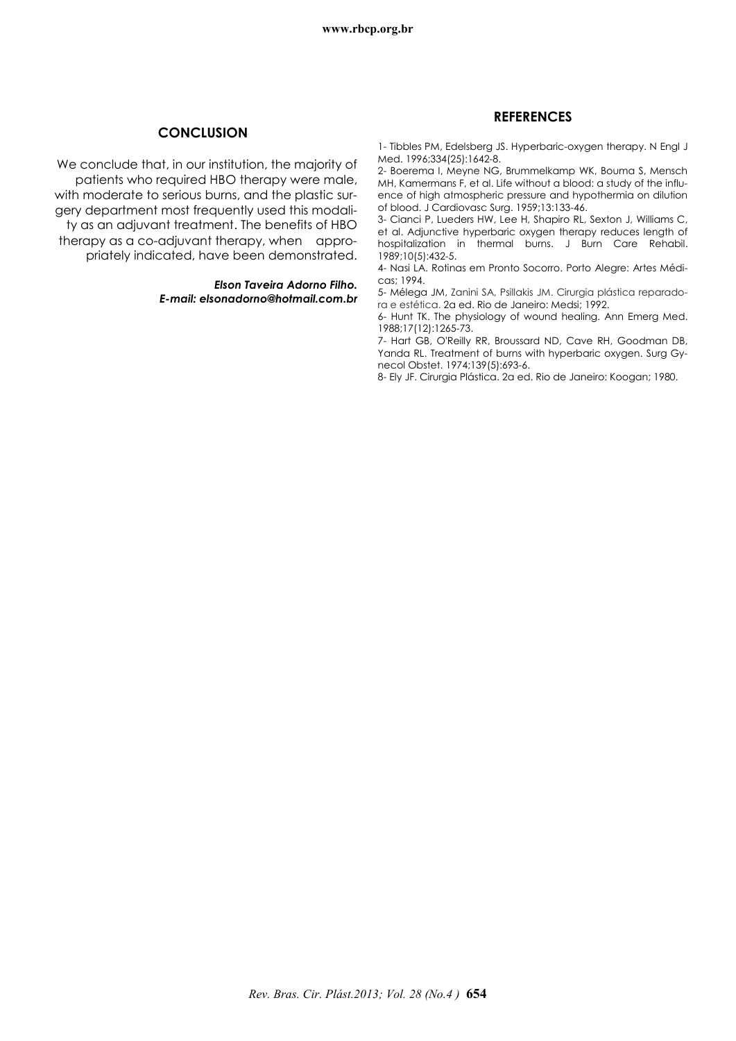## CONCLUSION

We conclude that, in our institution, the majority of patients who required HBO therapy were male, with moderate to serious burns, and the plastic surgery department most frequently used this modality as an adjuvant treatment. The benefits of HBO therapy as a co-adjuvant therapy, when appropriately indicated, have been demonstrated.

***Elson Taveira Adorno Filho.***
***E-mail: elsonadorno@hotmail.com.br***

## REFERENCES

1- Tibbles PM, Edelsberg JS. Hyperbaric-oxygen therapy. N Engl J Med. 1996;334(25):1642-8.
2- Boerema I, Meyne NG, Brummelkamp WK, Bouma S, Mensch MH, Kamermans F, et al. Life without a blood: a study of the influence of high atmospheric pressure and hypothermia on dilution of blood. J Cardiovasc Surg. 1959;13:133-46.
3- Cianci P, Lueders HW, Lee H, Shapiro RL, Sexton J, Williams C, et al. Adjunctive hyperbaric oxygen therapy reduces length of hospitalization in thermal burns. J Burn Care Rehabil. 1989;10(5):432-5.
4- Nasi LA. Rotinas em Pronto Socorro. Porto Alegre: Artes Médicas; 1994.
5- Mélega JM, Zanini SA, Psillakis JM. Cirurgia plástica reparadora e estética. 2a ed. Rio de Janeiro: Medsi; 1992.
6- Hunt TK. The physiology of wound healing. Ann Emerg Med. 1988;17(12):1265-73.
7- Hart GB, O'Reilly RR, Broussard ND, Cave RH, Goodman DB, Yanda RL. Treatment of burns with hyperbaric oxygen. Surg Gynecol Obstet. 1974;139(5):693-6.
8- Ely JF. Cirurgia Plástica. 2a ed. Rio de Janeiro: Koogan; 1980.